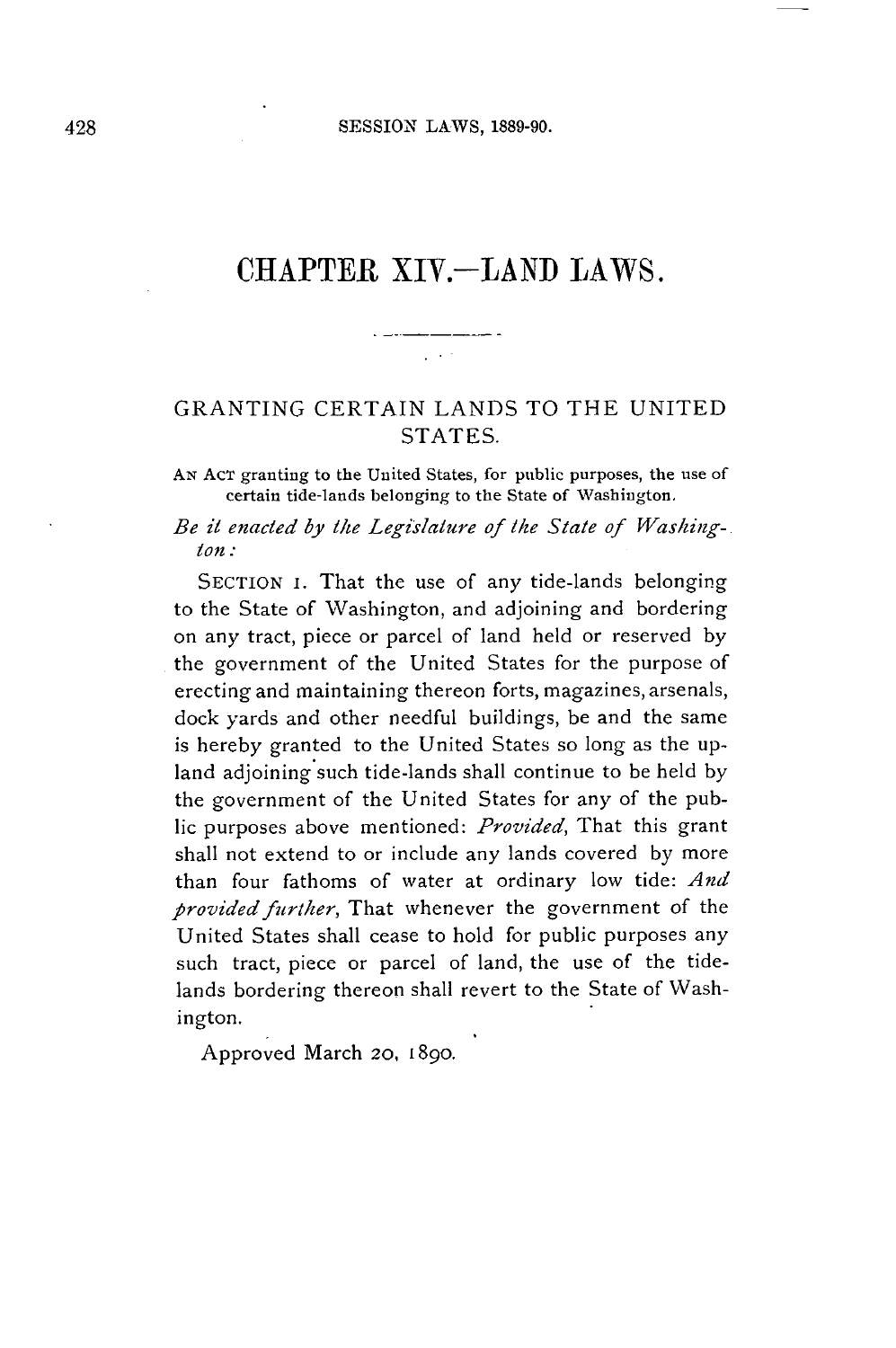# CHAPTER XIV.—LAND LAWS.

## GRANTING CERTAIN LANDS TO THE UNITED STATES.

AN ACT granting to the United States, for public purposes, the use of certain tide-lands belonging to the State of Washington.

*Be it enacted by the Legislature of the State of Washington:*

SECTION 1. That the use of any tide-lands belonging to the State of Washington, and adjoining and bordering on any tract, piece or parcel of land held or reserved by the government of the United States for the purpose of erecting and maintaining thereon forts, magazines, arsenals, dock yards and other needful buildings, be and the same is hereby granted to the United States so long as the upland adjoining such tide-lands shall continue to be held by the government of the United States for any of the public purposes above mentioned: *Provided*, That this grant shall not extend to or include any lands covered by more than four fathoms of water at ordinary low tide: *And provided further*, That whenever the government of the United States shall cease to hold for public purposes any such tract, piece or parcel of land, the use of the tide-lands bordering thereon shall revert to the State of Washington.

Approved March 20, 1890.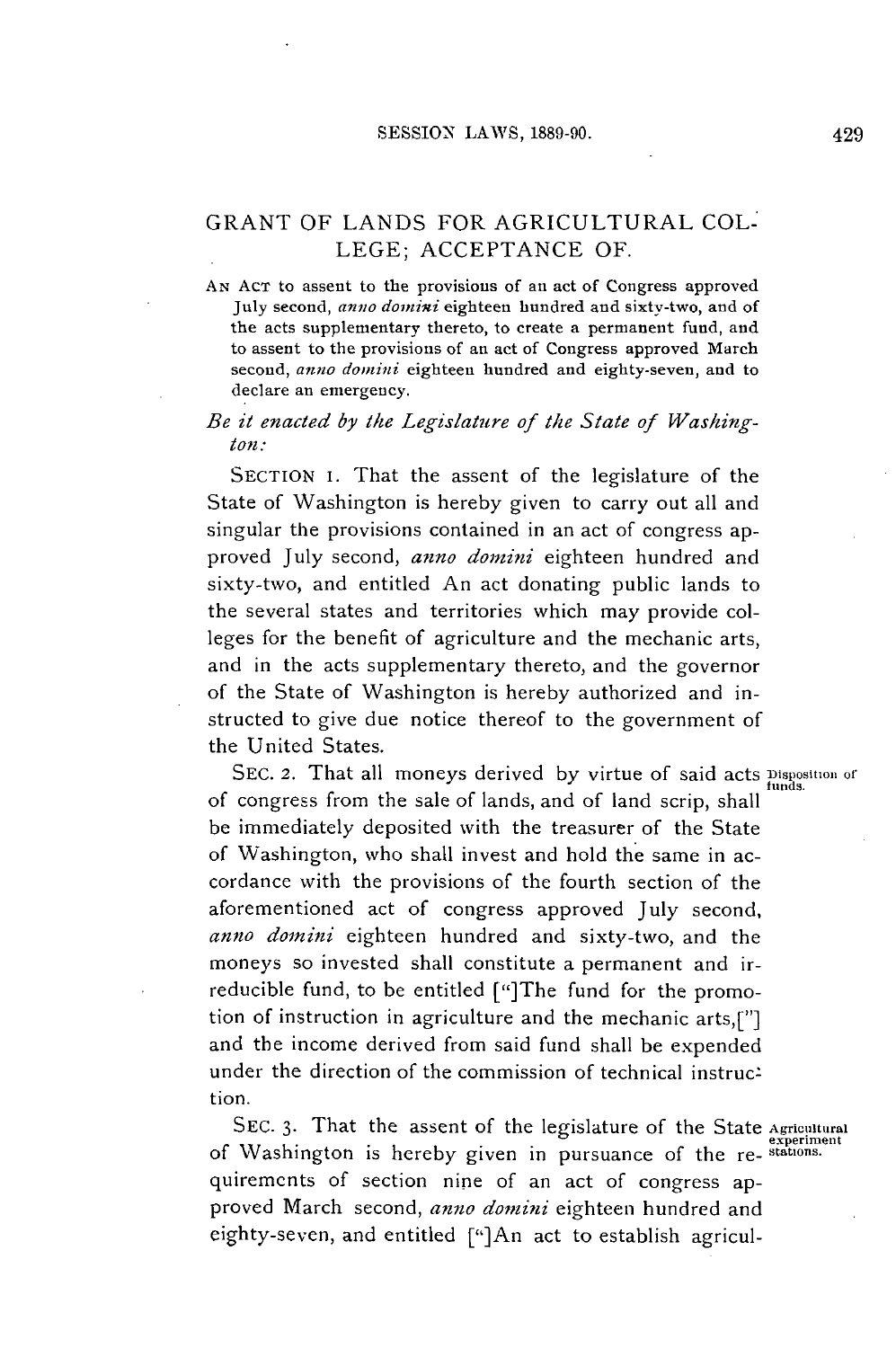## GRANT OF LANDS FOR AGRICULTURAL COLLEGE; ACCEPTANCE OF.

AN ACT to assent to the provisions of an act of Congress approved July second, *anno domini* eighteen hundred and sixty-two, and of the acts supplementary thereto, to create a permanent fund, and to assent to the provisions of an act of Congress approved March second, *anno domini* eighteen hundred and eighty-seven, and to declare an emergency.

*Be it enacted by the Legislature of the State of Washington:*

SECTION 1. That the assent of the legislature of the State of Washington is hereby given to carry out all and singular the provisions contained in an act of congress approved July second, *anno domini* eighteen hundred and sixty-two, and entitled An act donating public lands to the several states and territories which may provide colleges for the benefit of agriculture and the mechanic arts, and in the acts supplementary thereto, and the governor of the State of Washington is hereby authorized and instructed to give due notice thereof to the government of the United States.

Disposition of funds.

SEC. 2. That all moneys derived by virtue of said acts of congress from the sale of lands, and of land scrip, shall be immediately deposited with the treasurer of the State of Washington, who shall invest and hold the same in accordance with the provisions of the fourth section of the aforementioned act of congress approved July second, *anno domini* eighteen hundred and sixty-two, and the moneys so invested shall constitute a permanent and irreducible fund, to be entitled ["]The fund for the promotion of instruction in agriculture and the mechanic arts,["] and the income derived from said fund shall be expended under the direction of the commission of technical instruction.

Agricultural experiment stations.

SEC. 3. That the assent of the legislature of the State of Washington is hereby given in pursuance of the requirements of section nine of an act of congress approved March second, *anno domini* eighteen hundred and eighty-seven, and entitled ["]An act to establish agricul-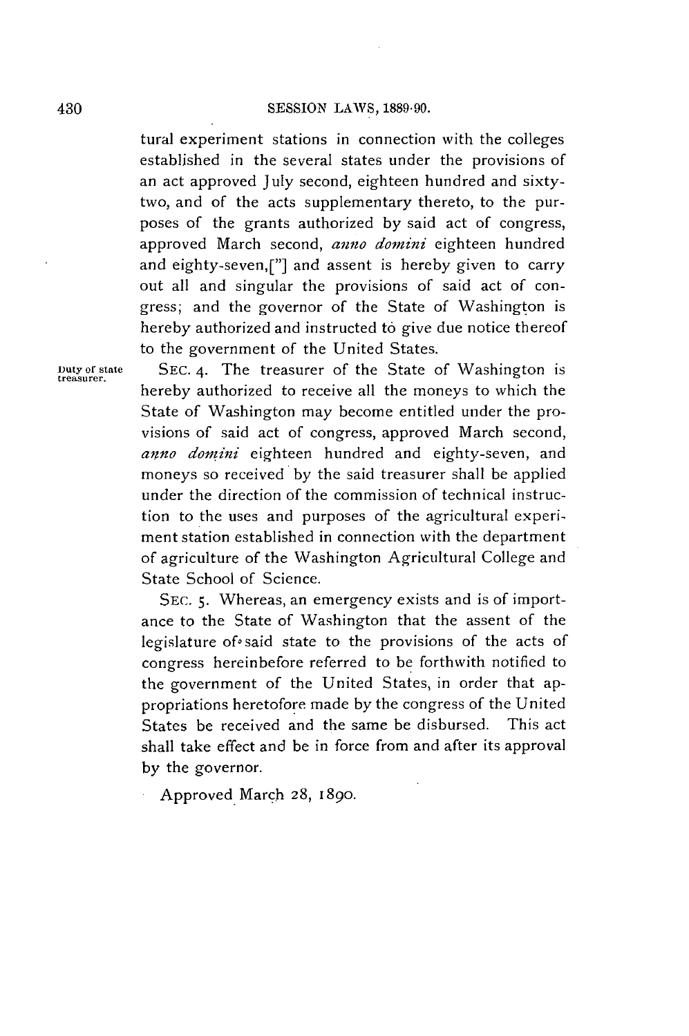tural experiment stations in connection with the colleges established in the several states under the provisions of an act approved July second, eighteen hundred and sixty-two, and of the acts supplementary thereto, to the purposes of the grants authorized by said act of congress, approved March second, *anno domini* eighteen hundred and eighty-seven,["] and assent is hereby given to carry out all and singular the provisions of said act of congress; and the governor of the State of Washington is hereby authorized and instructed to give due notice thereof to the government of the United States.

Duty of state treasurer.

SEC. 4. The treasurer of the State of Washington is hereby authorized to receive all the moneys to which the State of Washington may become entitled under the provisions of said act of congress, approved March second, *anno domini* eighteen hundred and eighty-seven, and moneys so received by the said treasurer shall be applied under the direction of the commission of technical instruction to the uses and purposes of the agricultural experiment station established in connection with the department of agriculture of the Washington Agricultural College and State School of Science.

SEC. 5. Whereas, an emergency exists and is of importance to the State of Washington that the assent of the legislature of said state to the provisions of the acts of congress hereinbefore referred to be forthwith notified to the government of the United States, in order that appropriations heretofore made by the congress of the United States be received and the same be disbursed. This act shall take effect and be in force from and after its approval by the governor.

Approved March 28, 1890.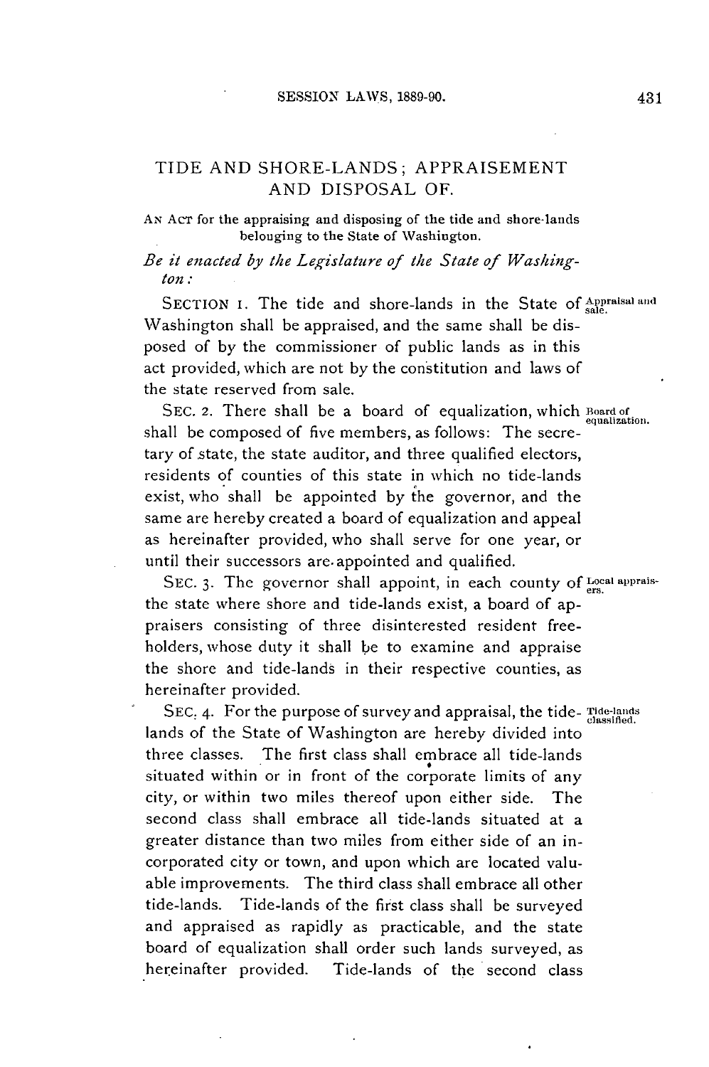# TIDE AND SHORE-LANDS; APPRAISEMENT AND DISPOSAL OF.

AN ACT for the appraising and disposing of the tide and shore-lands belonging to the State of Washington.

*Be it enacted by the Legislature of the State of Washington:*

SECTION 1. The tide and shore-lands in the State of Washington shall be appraised, and the same shall be disposed of by the commissioner of public lands as in this act provided, which are not by the constitution and laws of the state reserved from sale.

Appraisal and sale.

SEC. 2. There shall be a board of equalization, which shall be composed of five members, as follows: The secretary of state, the state auditor, and three qualified electors, residents of counties of this state in which no tide-lands exist, who shall be appointed by the governor, and the same are hereby created a board of equalization and appeal as hereinafter provided, who shall serve for one year, or until their successors are appointed and qualified.

Board of equalization.

SEC. 3. The governor shall appoint, in each county of the state where shore and tide-lands exist, a board of appraisers consisting of three disinterested resident freeholders, whose duty it shall be to examine and appraise the shore and tide-lands in their respective counties, as hereinafter provided.

Local appraisers.

SEC. 4. For the purpose of survey and appraisal, the tide-lands of the State of Washington are hereby divided into three classes. The first class shall embrace all tide-lands situated within or in front of the corporate limits of any city, or within two miles thereof upon either side. The second class shall embrace all tide-lands situated at a greater distance than two miles from either side of an incorporated city or town, and upon which are located valuable improvements. The third class shall embrace all other tide-lands. Tide-lands of the first class shall be surveyed and appraised as rapidly as practicable, and the state board of equalization shall order such lands surveyed, as hereinafter provided. Tide-lands of the second class

Tide-lands classified.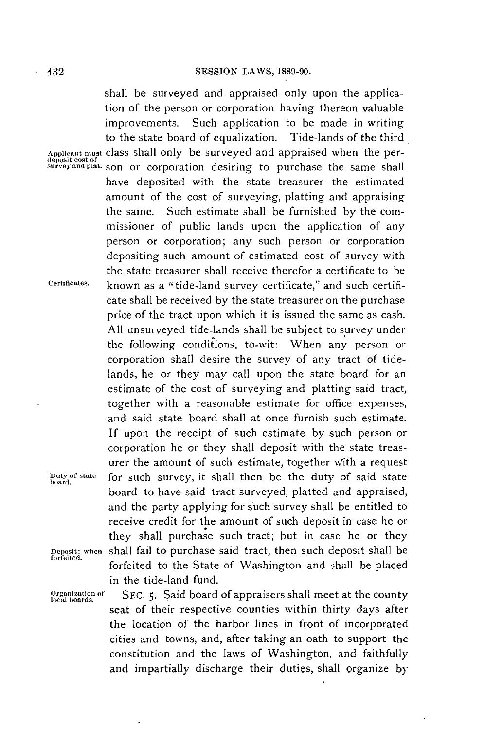shall be surveyed and appraised only upon the application of the person or corporation having thereon valuable improvements. Such application to be made in writing to the state board of equalization. Tide-lands of the third class shall only be surveyed and appraised when the person or corporation desiring to purchase the same shall have deposited with the state treasurer the estimated amount of the cost of surveying, platting and appraising the same. Such estimate shall be furnished by the commissioner of public lands upon the application of any person or corporation; any such person or corporation depositing such amount of estimated cost of survey with the state treasurer shall receive therefor a certificate to be known as a "tide-land survey certificate," and such certificate shall be received by the state treasurer on the purchase price of the tract upon which it is issued the same as cash. All unsurveyed tide-lands shall be subject to survey under the following conditions, to-wit: When any person or corporation shall desire the survey of any tract of tide-lands, he or they may call upon the state board for an estimate of the cost of surveying and platting said tract, together with a reasonable estimate for office expenses, and said state board shall at once furnish such estimate. If upon the receipt of such estimate by such person or corporation he or they shall deposit with the state treasurer the amount of such estimate, together with a request for such survey, it shall then be the duty of said state board to have said tract surveyed, platted and appraised, and the party applying for such survey shall be entitled to receive credit for the amount of such deposit in case he or they shall purchase such tract; but in case he or they shall fail to purchase said tract, then such deposit shall be forfeited to the State of Washington and shall be placed in the tide-land fund.

*Applicant must deposit cost of survey and plat.*

*Certificates.*

*Duty of state board.*

*Deposit; when forfeited.*

*Organization of local boards.*

SEC. 5. Said board of appraisers shall meet at the county seat of their respective counties within thirty days after the location of the harbor lines in front of incorporated cities and towns, and, after taking an oath to support the constitution and the laws of Washington, and faithfully and impartially discharge their duties, shall organize by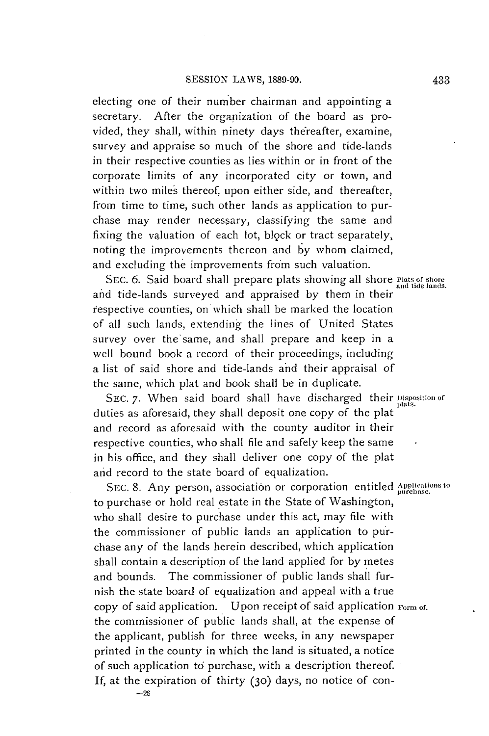electing one of their number chairman and appointing a secretary. After the organization of the board as provided, they shall, within ninety days thereafter, examine, survey and appraise so much of the shore and tide-lands in their respective counties as lies within or in front of the corporate limits of any incorporated city or town, and within two miles thereof, upon either side, and thereafter, from time to time, such other lands as application to purchase may render necessary, classifying the same and fixing the valuation of each lot, block or tract separately, noting the improvements thereon and by whom claimed, and excluding the improvements from such valuation.

SEC. 6. *Plats of shore and tide lands.* Said board shall prepare plats showing all shore and tide-lands surveyed and appraised by them in their respective counties, on which shall be marked the location of all such lands, extending the lines of United States survey over the same, and shall prepare and keep in a well bound book a record of their proceedings, including a list of said shore and tide-lands and their appraisal of the same, which plat and book shall be in duplicate.

SEC. 7. *Disposition of plats.* When said board shall have discharged their duties as aforesaid, they shall deposit one copy of the plat and record as aforesaid with the county auditor in their respective counties, who shall file and safely keep the same in his office, and they shall deliver one copy of the plat and record to the state board of equalization.

SEC. 8. *Applications to purchase.* Any person, association or corporation entitled to purchase or hold real estate in the State of Washington, who shall desire to purchase under this act, may file with the commissioner of public lands an application to purchase any of the lands herein described, which application shall contain a description of the land applied for by metes and bounds. The commissioner of public lands shall furnish the state board of equalization and appeal with a true copy of said application. *Form of.* Upon receipt of said application the commissioner of public lands shall, at the expense of the applicant, publish for three weeks, in any newspaper printed in the county in which the land is situated, a notice of such application to purchase, with a description thereof. If, at the expiration of thirty (30) days, no notice of con-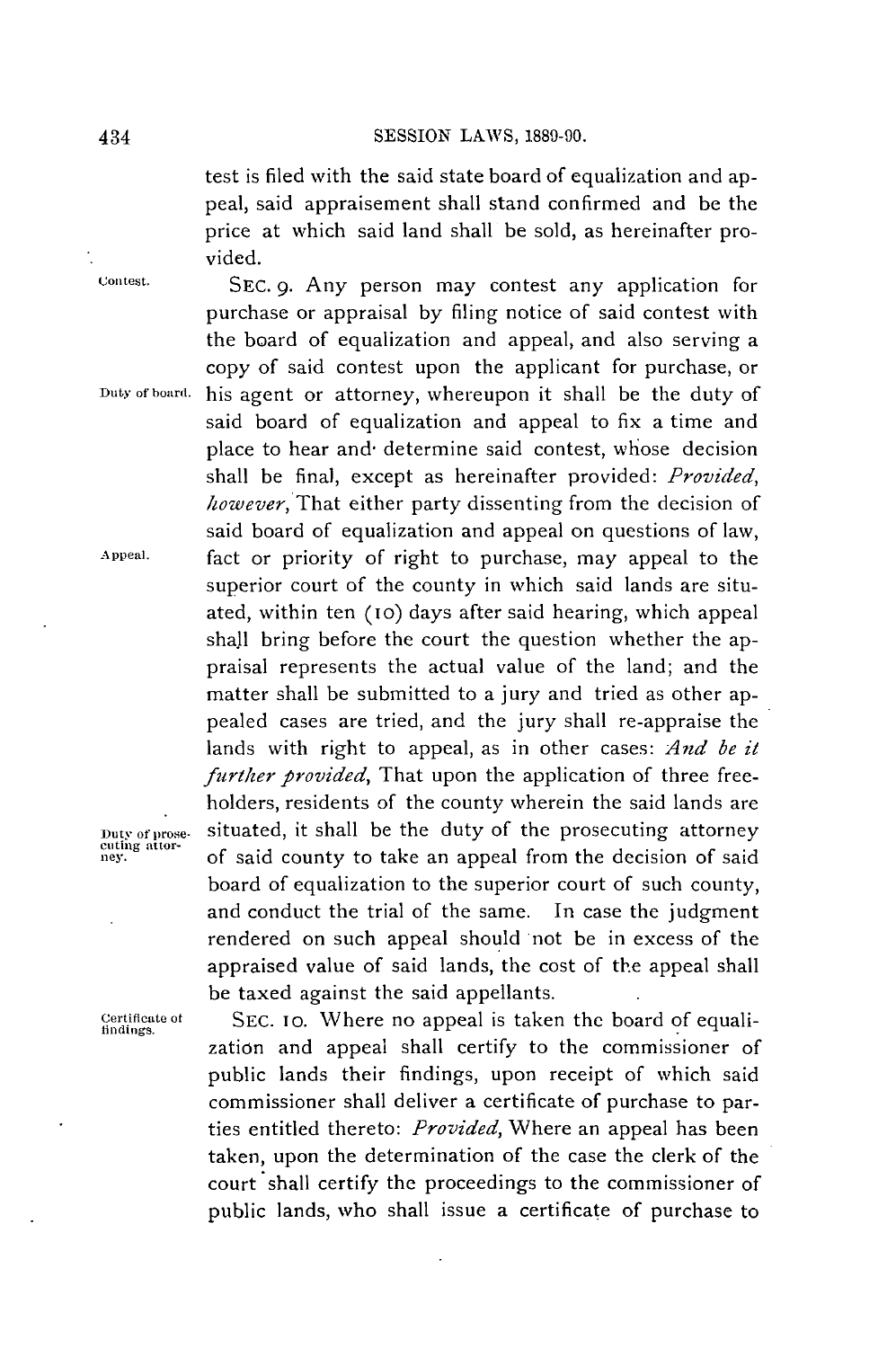test is filed with the said state board of equalization and appeal, said appraisement shall stand confirmed and be the price at which said land shall be sold, as hereinafter provided.

Contest.

SEC. 9. Any person may contest any application for purchase or appraisal by filing notice of said contest with the board of equalization and appeal, and also serving a copy of said contest upon the applicant for purchase, or his agent or attorney, whereupon it shall be the duty of said board of equalization and appeal to fix a time and place to hear and determine said contest, whose decision shall be final, except as hereinafter provided: *Provided, however,* That either party dissenting from the decision of said board of equalization and appeal on questions of law, fact or priority of right to purchase, may appeal to the superior court of the county in which said lands are situated, within ten (10) days after said hearing, which appeal shall bring before the court the question whether the appraisal represents the actual value of the land; and the matter shall be submitted to a jury and tried as other appealed cases are tried, and the jury shall re-appraise the lands with right to appeal, as in other cases: *And be it further provided,* That upon the application of three freeholders, residents of the county wherein the said lands are situated, it shall be the duty of the prosecuting attorney of said county to take an appeal from the decision of said board of equalization to the superior court of such county, and conduct the trial of the same. In case the judgment rendered on such appeal should not be in excess of the appraised value of said lands, the cost of the appeal shall be taxed against the said appellants.

Duty of board.

Appeal.

Duty of prosecuting attorney.

Certificate of findings.

SEC. 10. Where no appeal is taken the board of equalization and appeal shall certify to the commissioner of public lands their findings, upon receipt of which said commissioner shall deliver a certificate of purchase to parties entitled thereto: *Provided,* Where an appeal has been taken, upon the determination of the case the clerk of the court shall certify the proceedings to the commissioner of public lands, who shall issue a certificate of purchase to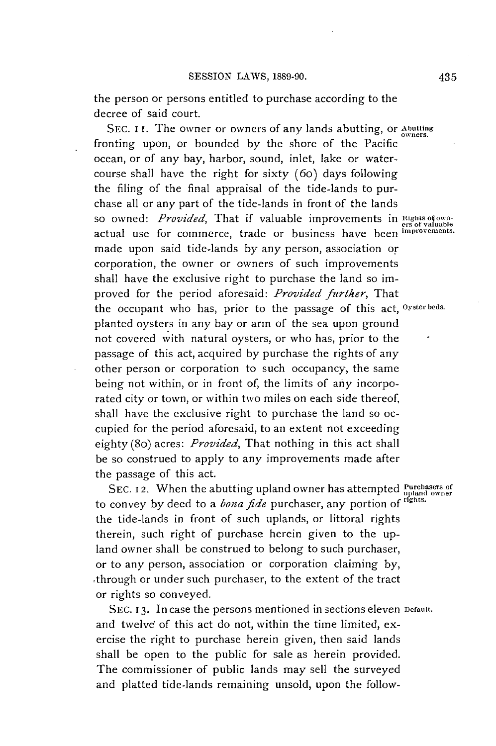the person or persons entitled to purchase according to the decree of said court.

SEC. 11. The owner or owners of any lands abutting, or fronting upon, or bounded by the shore of the Pacific ocean, or of any bay, harbor, sound, inlet, lake or water-course shall have the right for sixty (60) days following the filing of the final appraisal of the tide-lands to purchase all or any part of the tide-lands in front of the lands so owned: *Provided*, That if valuable improvements in actual use for commerce, trade or business have been made upon said tide-lands by any person, association or corporation, the owner or owners of such improvements shall have the exclusive right to purchase the land so improved for the period aforesaid: *Provided further*, That the occupant who has, prior to the passage of this act, planted oysters in any bay or arm of the sea upon ground not covered with natural oysters, or who has, prior to the passage of this act, acquired by purchase the rights of any other person or corporation to such occupancy, the same being not within, or in front of, the limits of any incorporated city or town, or within two miles on each side thereof, shall have the exclusive right to purchase the land so occupied for the period aforesaid, to an extent not exceeding eighty (80) acres: *Provided*, That nothing in this act shall be so construed to apply to any improvements made after the passage of this act.

Abutting owners.

Rights of owners of valuable improvements.

Oyster beds.

SEC. 12. When the abutting upland owner has attempted to convey by deed to a *bona fide* purchaser, any portion of the tide-lands in front of such uplands, or littoral rights therein, such right of purchase herein given to the upland owner shall be construed to belong to such purchaser, or to any person, association or corporation claiming by, through or under such purchaser, to the extent of the tract or rights so conveyed.

Purchasers of upland owner rights.

SEC. 13. In case the persons mentioned in sections eleven and twelve of this act do not, within the time limited, exercise the right to purchase herein given, then said lands shall be open to the public for sale as herein provided. The commissioner of public lands may sell the surveyed and platted tide-lands remaining unsold, upon the follow-

Default.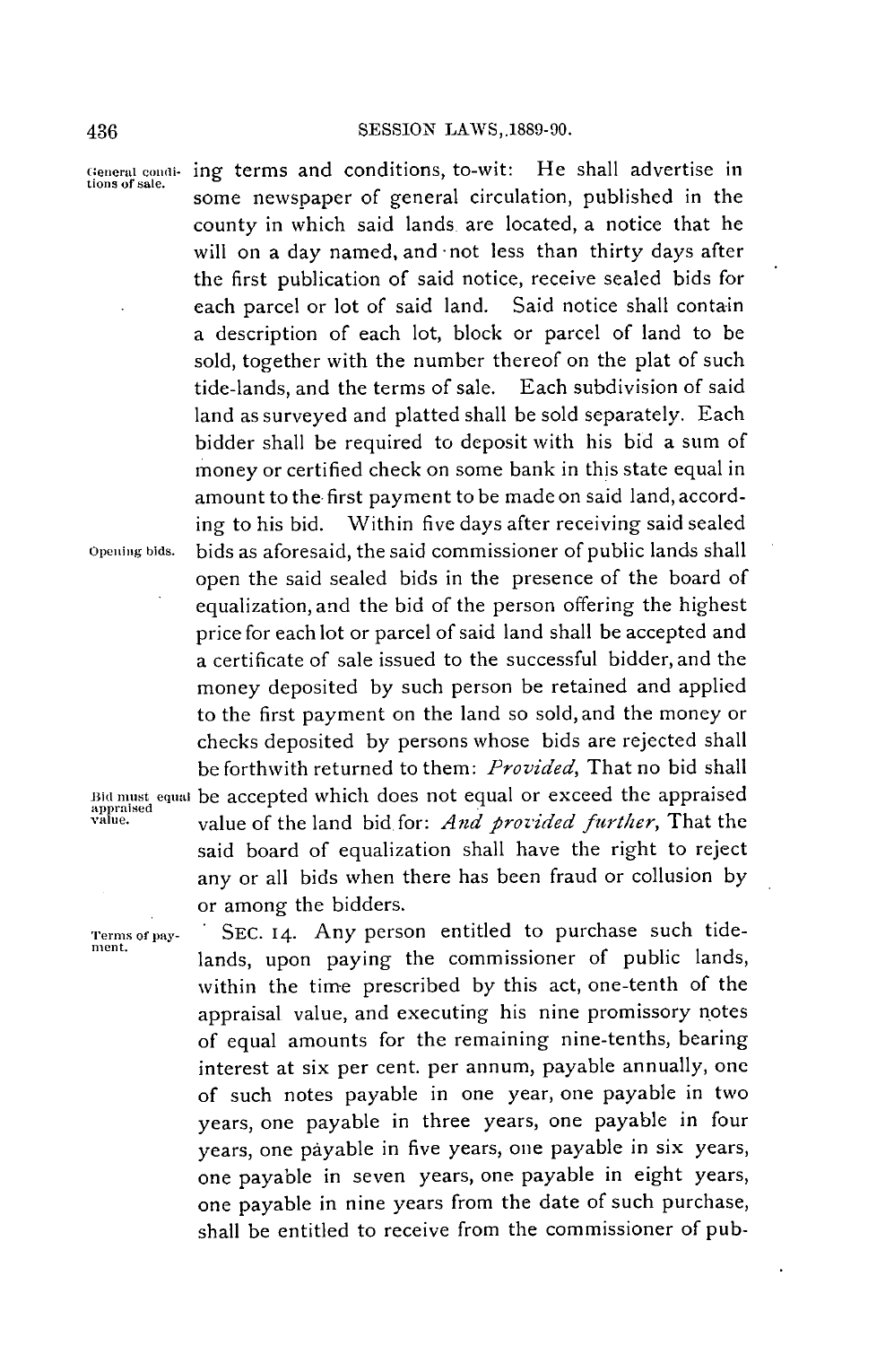ing terms and conditions, to-wit: He shall advertise in some newspaper of general circulation, published in the county in which said lands are located, a notice that he will on a day named, and not less than thirty days after the first publication of said notice, receive sealed bids for each parcel or lot of said land. Said notice shall contain a description of each lot, block or parcel of land to be sold, together with the number thereof on the plat of such tide-lands, and the terms of sale. Each subdivision of said land as surveyed and platted shall be sold separately. Each bidder shall be required to deposit with his bid a sum of money or certified check on some bank in this state equal in amount to the first payment to be made on said land, according to his bid. Within five days after receiving said sealed bids as aforesaid, the said commissioner of public lands shall open the said sealed bids in the presence of the board of equalization, and the bid of the person offering the highest price for each lot or parcel of said land shall be accepted and a certificate of sale issued to the successful bidder, and the money deposited by such person be retained and applied to the first payment on the land so sold, and the money or checks deposited by persons whose bids are rejected shall be forthwith returned to them: *Provided*, That no bid shall be accepted which does not equal or exceed the appraised value of the land bid for: *And provided further*, That the said board of equalization shall have the right to reject any or all bids when there has been fraud or collusion by or among the bidders.

General conditions of sale.

Opening bids.

Bid must equal appraised value.

Terms of payment.

SEC. 14. Any person entitled to purchase such tide-lands, upon paying the commissioner of public lands, within the time prescribed by this act, one-tenth of the appraisal value, and executing his nine promissory notes of equal amounts for the remaining nine-tenths, bearing interest at six per cent. per annum, payable annually, one of such notes payable in one year, one payable in two years, one payable in three years, one payable in four years, one payable in five years, one payable in six years, one payable in seven years, one payable in eight years, one payable in nine years from the date of such purchase, shall be entitled to receive from the commissioner of pub-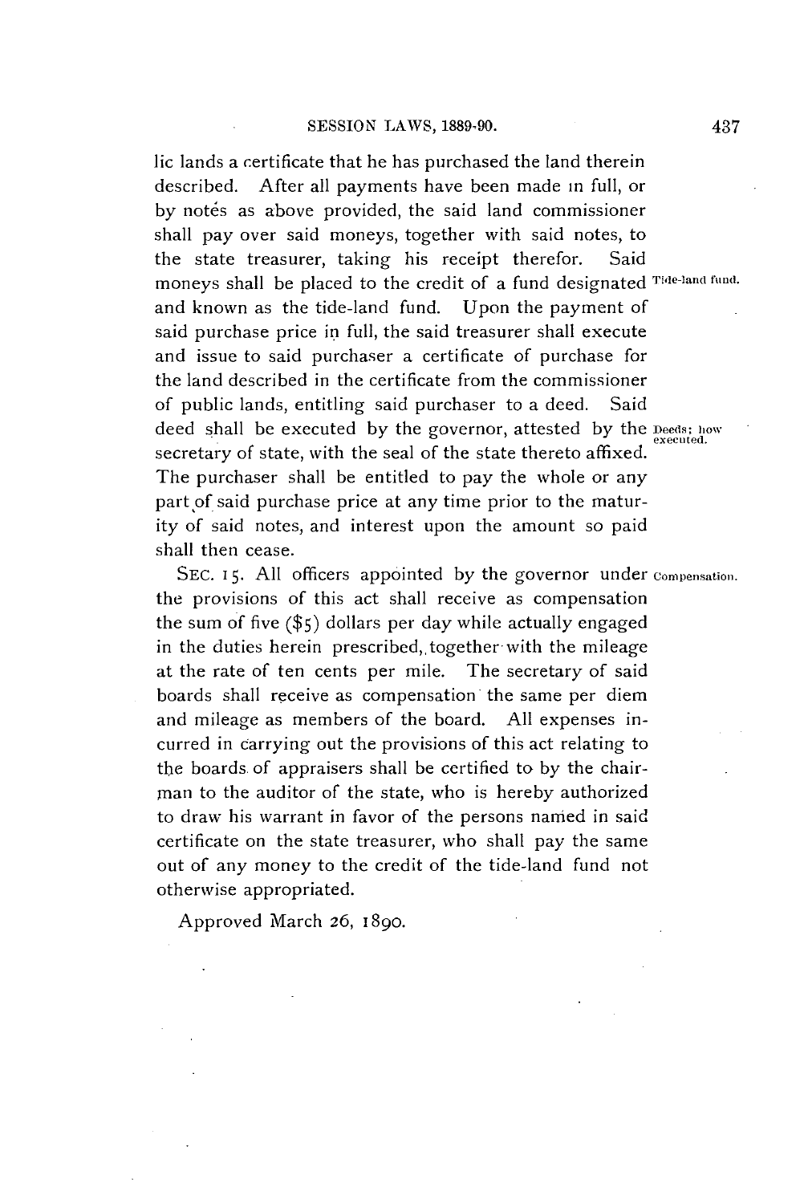lic lands a certificate that he has purchased the land therein described. After all payments have been made in full, or by notes as above provided, the said land commissioner shall pay over said moneys, together with said notes, to the state treasurer, taking his receipt therefor. Said moneys shall be placed to the credit of a fund designated and known as the tide-land fund. Upon the payment of said purchase price in full, the said treasurer shall execute and issue to said purchaser a certificate of purchase for the land described in the certificate from the commissioner of public lands, entitling said purchaser to a deed. Said deed shall be executed by the governor, attested by the secretary of state, with the seal of the state thereto affixed. The purchaser shall be entitled to pay the whole or any part of said purchase price at any time prior to the maturity of said notes, and interest upon the amount so paid shall then cease.

*Tide-land fund.*

*Deeds: how executed.*

SEC. 15. All officers appointed by the governor under the provisions of this act shall receive as compensation the sum of five ($5) dollars per day while actually engaged in the duties herein prescribed, together with the mileage at the rate of ten cents per mile. The secretary of said boards shall receive as compensation the same per diem and mileage as members of the board. All expenses incurred in carrying out the provisions of this act relating to the boards of appraisers shall be certified to by the chairman to the auditor of the state, who is hereby authorized to draw his warrant in favor of the persons named in said certificate on the state treasurer, who shall pay the same out of any money to the credit of the tide-land fund not otherwise appropriated.

*Compensation.*

Approved March 26, 1890.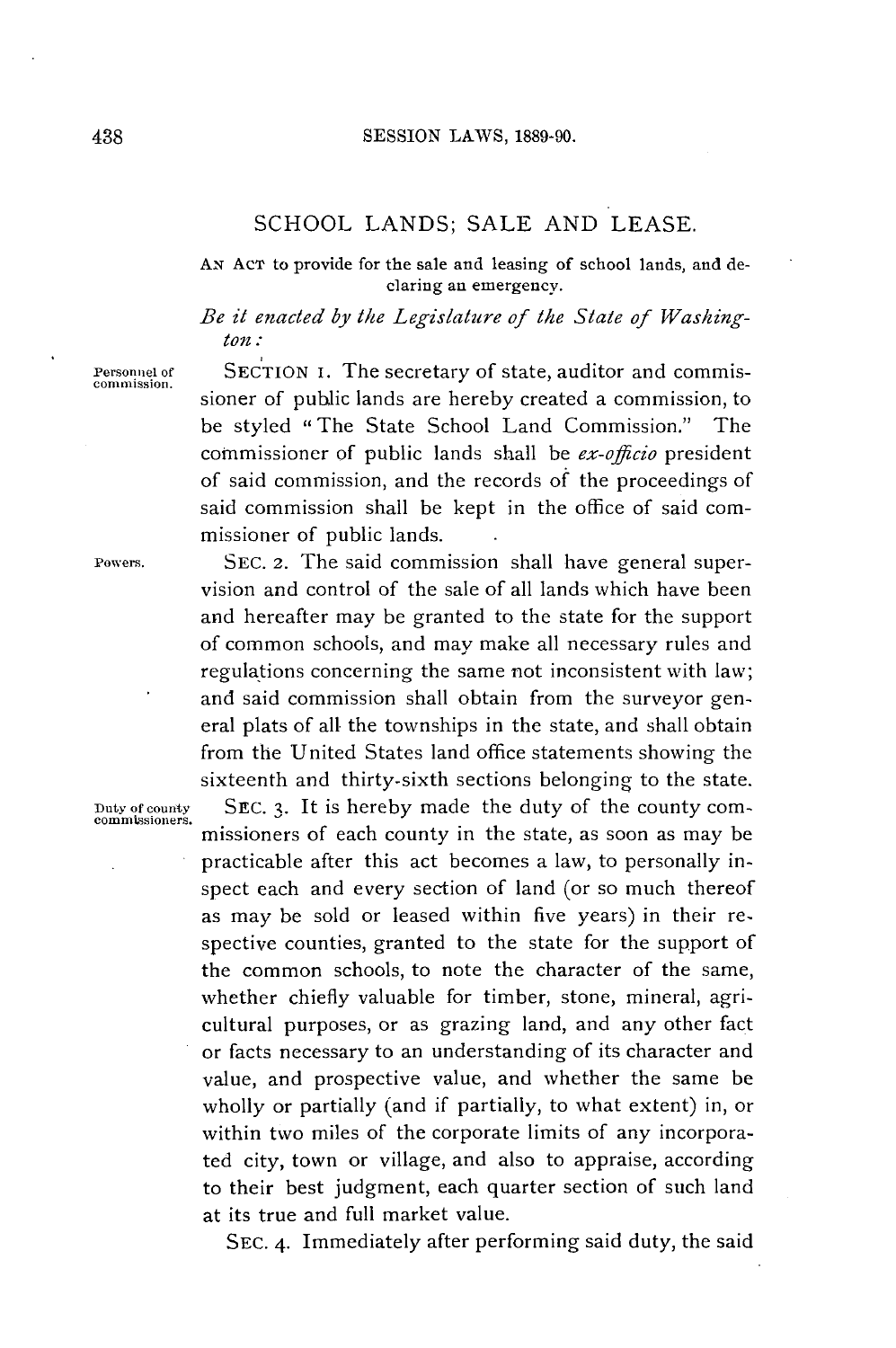## SCHOOL LANDS; SALE AND LEASE.

AN ACT to provide for the sale and leasing of school lands, and declaring an emergency.

*Be it enacted by the Legislature of the State of Washington:*

Personnel of commission.

SECTION 1. The secretary of state, auditor and commissioner of public lands are hereby created a commission, to be styled "The State School Land Commission." The commissioner of public lands shall be *ex-officio* president of said commission, and the records of the proceedings of said commission shall be kept in the office of said commissioner of public lands.

Powers.

SEC. 2. The said commission shall have general supervision and control of the sale of all lands which have been and hereafter may be granted to the state for the support of common schools, and may make all necessary rules and regulations concerning the same not inconsistent with law; and said commission shall obtain from the surveyor general plats of all the townships in the state, and shall obtain from the United States land office statements showing the sixteenth and thirty-sixth sections belonging to the state.

Duty of county commissioners.

SEC. 3. It is hereby made the duty of the county commissioners of each county in the state, as soon as may be practicable after this act becomes a law, to personally inspect each and every section of land (or so much thereof as may be sold or leased within five years) in their respective counties, granted to the state for the support of the common schools, to note the character of the same, whether chiefly valuable for timber, stone, mineral, agricultural purposes, or as grazing land, and any other fact or facts necessary to an understanding of its character and value, and prospective value, and whether the same be wholly or partially (and if partially, to what extent) in, or within two miles of the corporate limits of any incorporated city, town or village, and also to appraise, according to their best judgment, each quarter section of such land at its true and full market value.

SEC. 4. Immediately after performing said duty, the said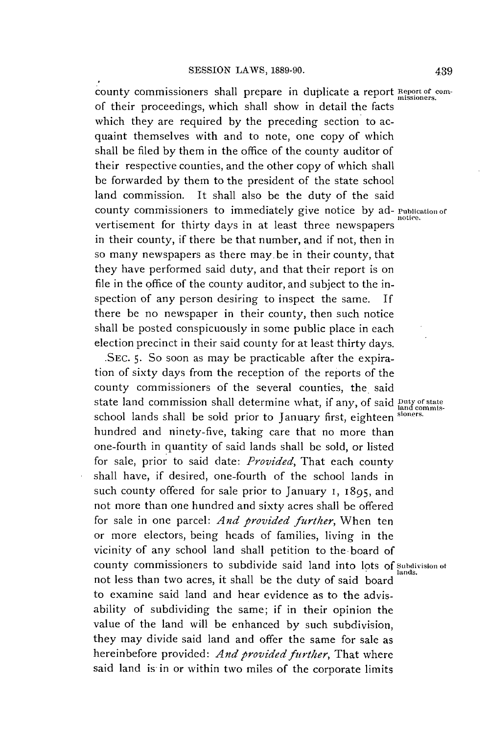county commissioners shall prepare in duplicate a report of their proceedings, which shall show in detail the facts which they are required by the preceding section to acquaint themselves with and to note, one copy of which shall be filed by them in the office of the county auditor of their respective counties, and the other copy of which shall be forwarded by them to the president of the state school land commission. It shall also be the duty of the said county commissioners to immediately give notice by advertisement for thirty days in at least three newspapers in their county, if there be that number, and if not, then in so many newspapers as there may be in their county, that they have performed said duty, and that their report is on file in the office of the county auditor, and subject to the inspection of any person desiring to inspect the same. If there be no newspaper in their county, then such notice shall be posted conspicuously in some public place in each election precinct in their said county for at least thirty days.

Report of commissioners.

Publication of notice.

SEC. 5. So soon as may be practicable after the expiration of sixty days from the reception of the reports of the county commissioners of the several counties, the said state land commission shall determine what, if any, of said school lands shall be sold prior to January first, eighteen hundred and ninety-five, taking care that no more than one-fourth in quantity of said lands shall be sold, or listed for sale, prior to said date: *Provided*, That each county shall have, if desired, one-fourth of the school lands in such county offered for sale prior to January 1, 1895, and not more than one hundred and sixty acres shall be offered for sale in one parcel: *And provided further*, When ten or more electors, being heads of families, living in the vicinity of any school land shall petition to the board of county commissioners to subdivide said land into lots of not less than two acres, it shall be the duty of said board to examine said land and hear evidence as to the advisability of subdividing the same; if in their opinion the value of the land will be enhanced by such subdivision, they may divide said land and offer the same for sale as hereinbefore provided: *And provided further*, That where said land is in or within two miles of the corporate limits

Duty of state land commissioners.

Subdivision of lands.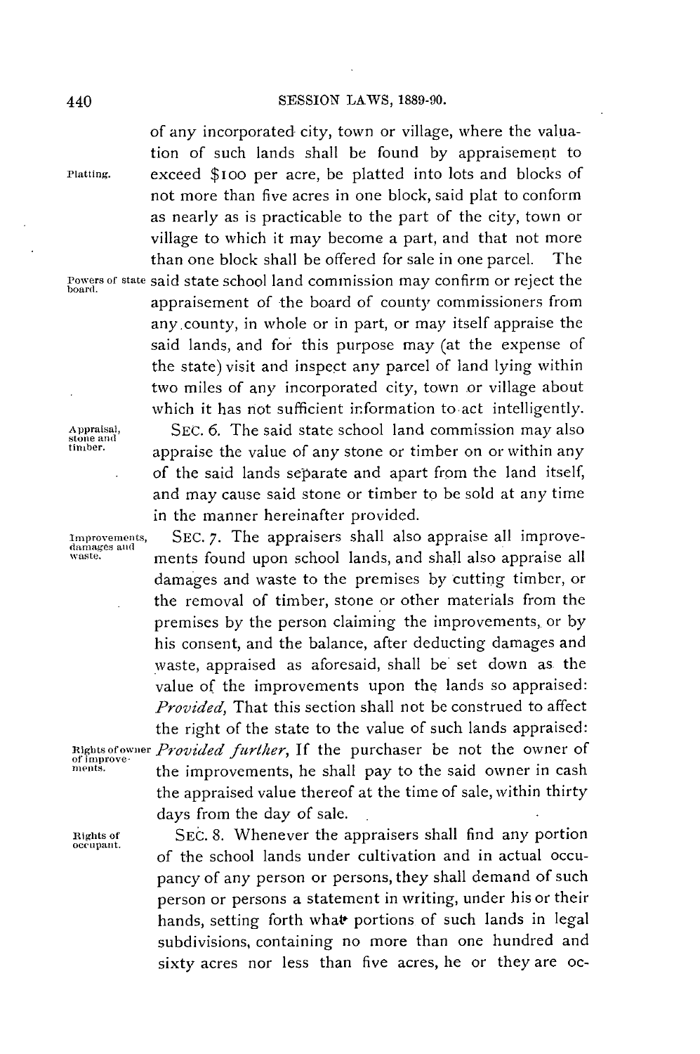of any incorporated city, town or village, where the valuation of such lands shall be found by appraisement to exceed $100 per acre, be platted into lots and blocks of not more than five acres in one block, said plat to conform as nearly as is practicable to the part of the city, town or village to which it may become a part, and that not more than one block shall be offered for sale in one parcel. The said state school land commission may confirm or reject the appraisement of the board of county commissioners from any county, in whole or in part, or may itself appraise the said lands, and for this purpose may (at the expense of the state) visit and inspect any parcel of land lying within two miles of any incorporated city, town or village about which it has not sufficient information to act intelligently.

Platting.

Powers of state board.

SEC. 6. The said state school land commission may also appraise the value of any stone or timber on or within any of the said lands separate and apart from the land itself, and may cause said stone or timber to be sold at any time in the manner hereinafter provided.

Appraisal, stone and timber.

SEC. 7. The appraisers shall also appraise all improvements found upon school lands, and shall also appraise all damages and waste to the premises by cutting timber, or the removal of timber, stone or other materials from the premises by the person claiming the improvements, or by his consent, and the balance, after deducting damages and waste, appraised as aforesaid, shall be set down as the value of the improvements upon the lands so appraised: *Provided,* That this section shall not be construed to affect the right of the state to the value of such lands appraised: *Provided further,* If the purchaser be not the owner of the improvements, he shall pay to the said owner in cash the appraised value thereof at the time of sale, within thirty days from the day of sale.

Improvements, damages and waste.

Rights of owner of improvements.

SEC. 8. Whenever the appraisers shall find any portion of the school lands under cultivation and in actual occupancy of any person or persons, they shall demand of such person or persons a statement in writing, under his or their hands, setting forth what portions of such lands in legal subdivisions, containing no more than one hundred and sixty acres nor less than five acres, he or they are oc-

Rights of occupant.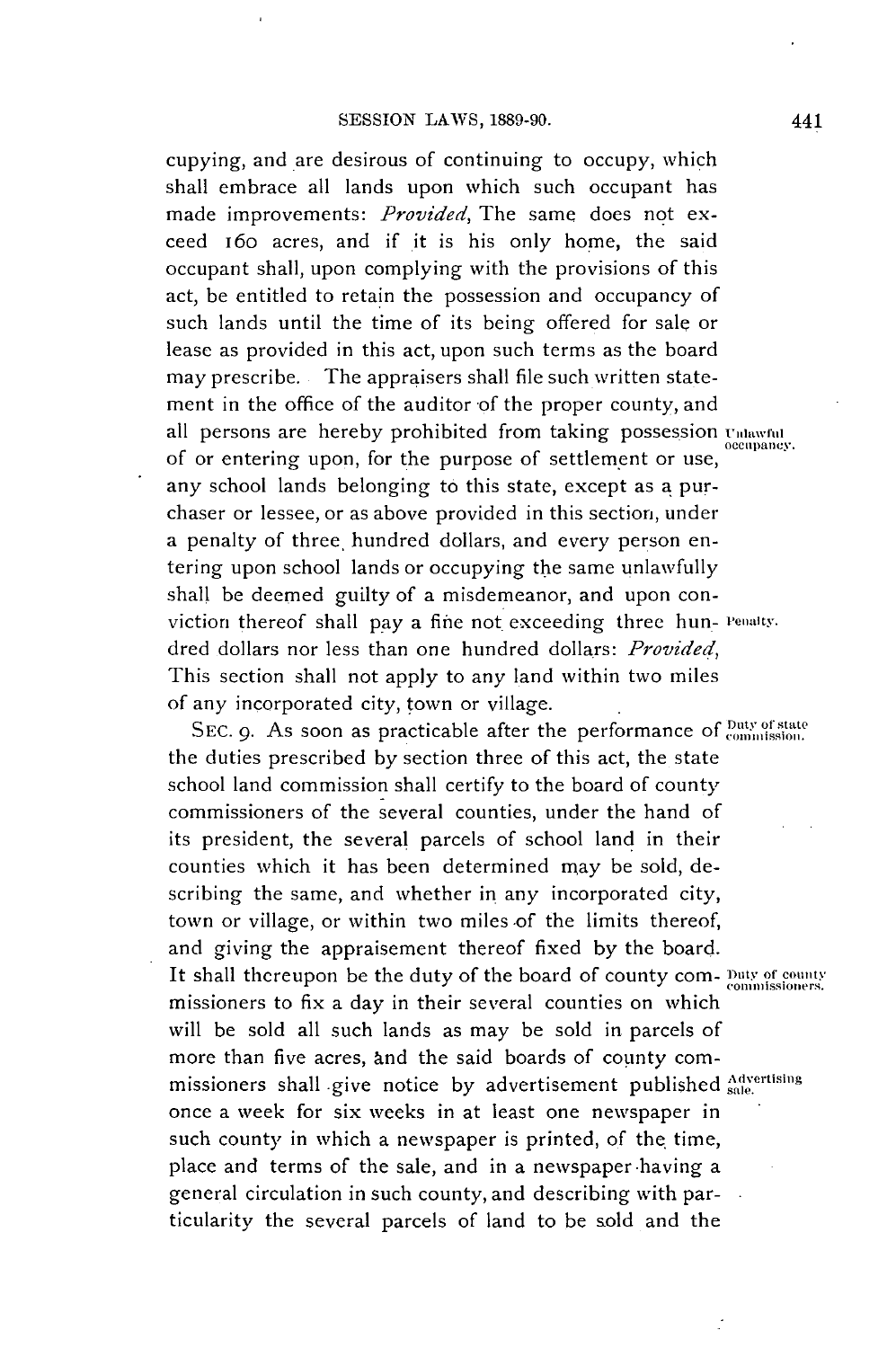cupying, and are desirous of continuing to occupy, which shall embrace all lands upon which such occupant has made improvements: *Provided*, The same does not exceed 160 acres, and if it is his only home, the said occupant shall, upon complying with the provisions of this act, be entitled to retain the possession and occupancy of such lands until the time of its being offered for sale or lease as provided in this act, upon such terms as the board may prescribe. The appraisers shall file such written statement in the office of the auditor of the proper county, and all persons are hereby prohibited from taking possession of or entering upon, for the purpose of settlement or use, any school lands belonging to this state, except as a purchaser or lessee, or as above provided in this section, under a penalty of three hundred dollars, and every person entering upon school lands or occupying the same unlawfully shall be deemed guilty of a misdemeanor, and upon conviction thereof shall pay a fine not exceeding three hundred dollars nor less than one hundred dollars: *Provided*, This section shall not apply to any land within two miles of any incorporated city, town or village.

Unlawful occupancy.

Penalty.

SEC. 9. As soon as practicable after the performance of the duties prescribed by section three of this act, the state school land commission shall certify to the board of county commissioners of the several counties, under the hand of its president, the several parcels of school land in their counties which it has been determined may be sold, describing the same, and whether in any incorporated city, town or village, or within two miles of the limits thereof, and giving the appraisement thereof fixed by the board. It shall thereupon be the duty of the board of county commissioners to fix a day in their several counties on which will be sold all such lands as may be sold in parcels of more than five acres, and the said boards of county commissioners shall give notice by advertisement published once a week for six weeks in at least one newspaper in such county in which a newspaper is printed, of the time, place and terms of the sale, and in a newspaper having a general circulation in such county, and describing with particularity the several parcels of land to be sold and the

Duty of state commission.

Duty of county commissioners.

Advertising sale.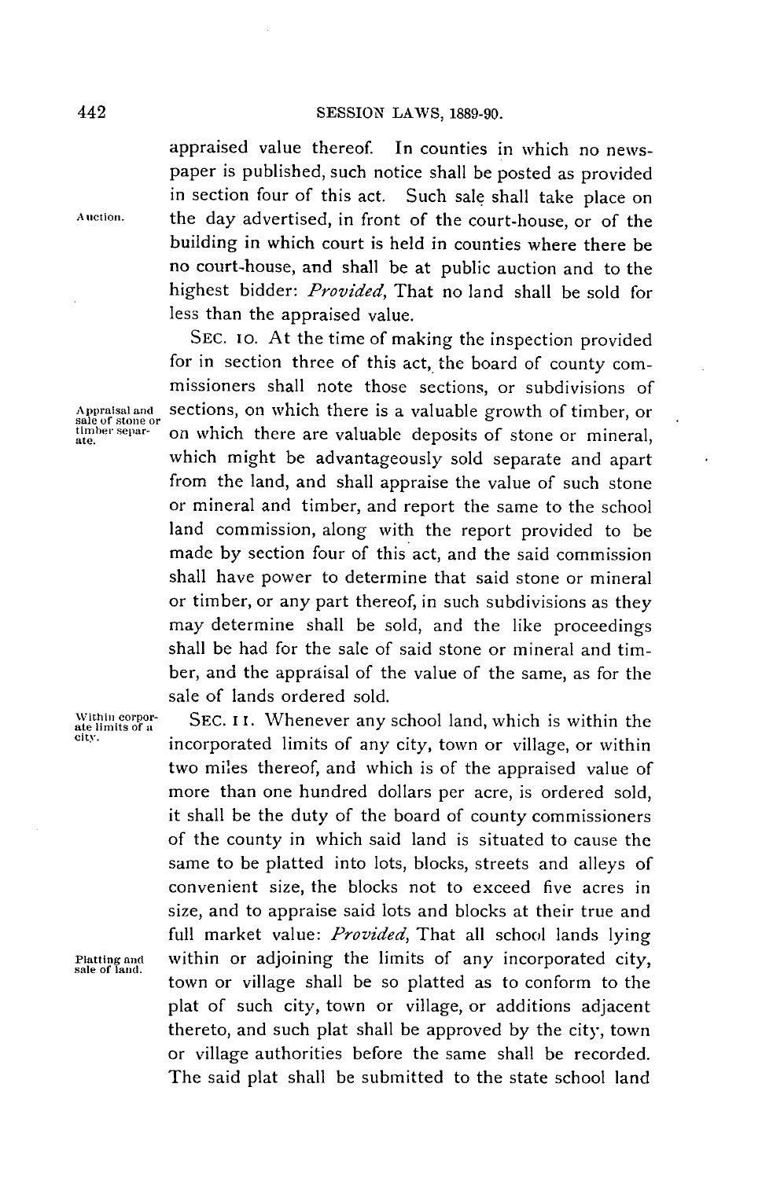appraised value thereof. In counties in which no newspaper is published, such notice shall be posted as provided in section four of this act. Such sale shall take place on the day advertised, in front of the court-house, or of the building in which court is held in counties where there be no court-house, and shall be at public auction and to the highest bidder: *Provided*, That no land shall be sold for less than the appraised value.

Auction.

SEC. 10. At the time of making the inspection provided for in section three of this act, the board of county commissioners shall note those sections, or subdivisions of sections, on which there is a valuable growth of timber, or on which there are valuable deposits of stone or mineral, which might be advantageously sold separate and apart from the land, and shall appraise the value of such stone or mineral and timber, and report the same to the school land commission, along with the report provided to be made by section four of this act, and the said commission shall have power to determine that said stone or mineral or timber, or any part thereof, in such subdivisions as they may determine shall be sold, and the like proceedings shall be had for the sale of said stone or mineral and timber, and the appraisal of the value of the same, as for the sale of lands ordered sold.

Appraisal and sale of stone or timber separate.

SEC. 11. Whenever any school land, which is within the incorporated limits of any city, town or village, or within two miles thereof, and which is of the appraised value of more than one hundred dollars per acre, is ordered sold, it shall be the duty of the board of county commissioners of the county in which said land is situated to cause the same to be platted into lots, blocks, streets and alleys of convenient size, the blocks not to exceed five acres in size, and to appraise said lots and blocks at their true and full market value: *Provided*, That all school lands lying within or adjoining the limits of any incorporated city, town or village shall be so platted as to conform to the plat of such city, town or village, or additions adjacent thereto, and such plat shall be approved by the city, town or village authorities before the same shall be recorded. The said plat shall be submitted to the state school land

Within corporate limits of a city.

Platting and sale of land.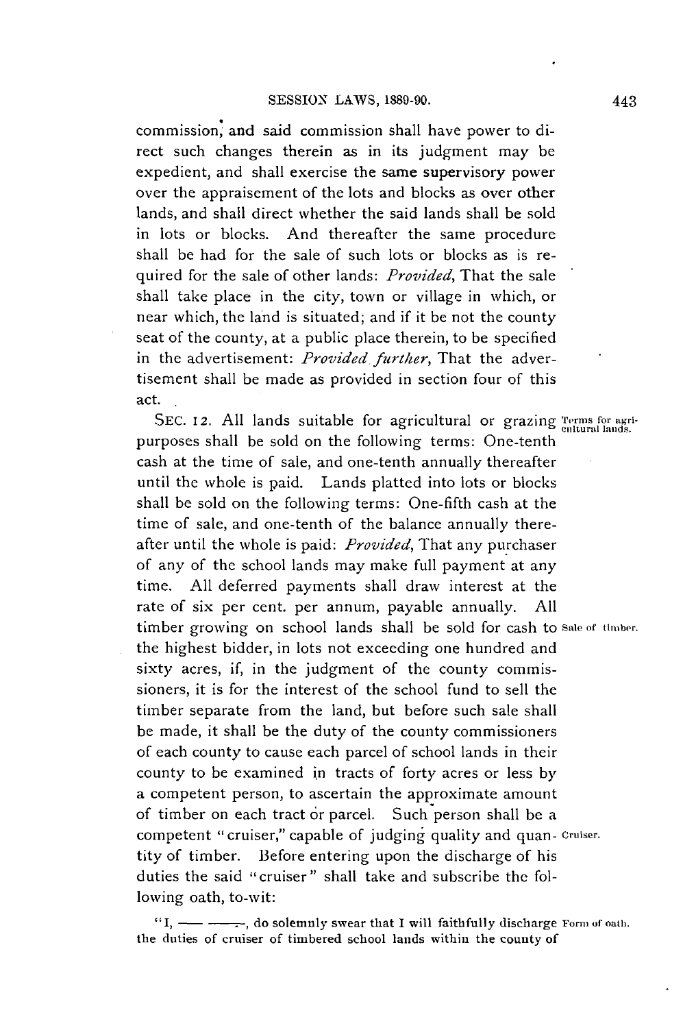commission, and said commission shall have power to direct such changes therein as in its judgment may be expedient, and shall exercise the same supervisory power over the appraisement of the lots and blocks as over other lands, and shall direct whether the said lands shall be sold in lots or blocks. And thereafter the same procedure shall be had for the sale of such lots or blocks as is required for the sale of other lands: *Provided*, That the sale shall take place in the city, town or village in which, or near which, the land is situated; and if it be not the county seat of the county, at a public place therein, to be specified in the advertisement: *Provided further*, That the advertisement shall be made as provided in section four of this act.

SEC. 12. All lands suitable for agricultural or grazing purposes shall be sold on the following terms: One-tenth cash at the time of sale, and one-tenth annually thereafter until the whole is paid. Lands platted into lots or blocks shall be sold on the following terms: One-fifth cash at the time of sale, and one-tenth of the balance annually thereafter until the whole is paid: *Provided*, That any purchaser of any of the school lands may make full payment at any time. All deferred payments shall draw interest at the rate of six per cent. per annum, payable annually. All timber growing on school lands shall be sold for cash to the highest bidder, in lots not exceeding one hundred and sixty acres, if, in the judgment of the county commissioners, it is for the interest of the school fund to sell the timber separate from the land, but before such sale shall be made, it shall be the duty of the county commissioners of each county to cause each parcel of school lands in their county to be examined in tracts of forty acres or less by a competent person, to ascertain the approximate amount of timber on each tract or parcel. Such person shall be a competent "cruiser," capable of judging quality and quantity of timber. Before entering upon the discharge of his duties the said "cruiser" shall take and subscribe the following oath, to-wit:

Terms for agricultural lands.

Sale of timber.

Cruiser.

Form of oath.

"I, —— ——, do solemnly swear that I will faithfully discharge the duties of cruiser of timbered school lands within the county of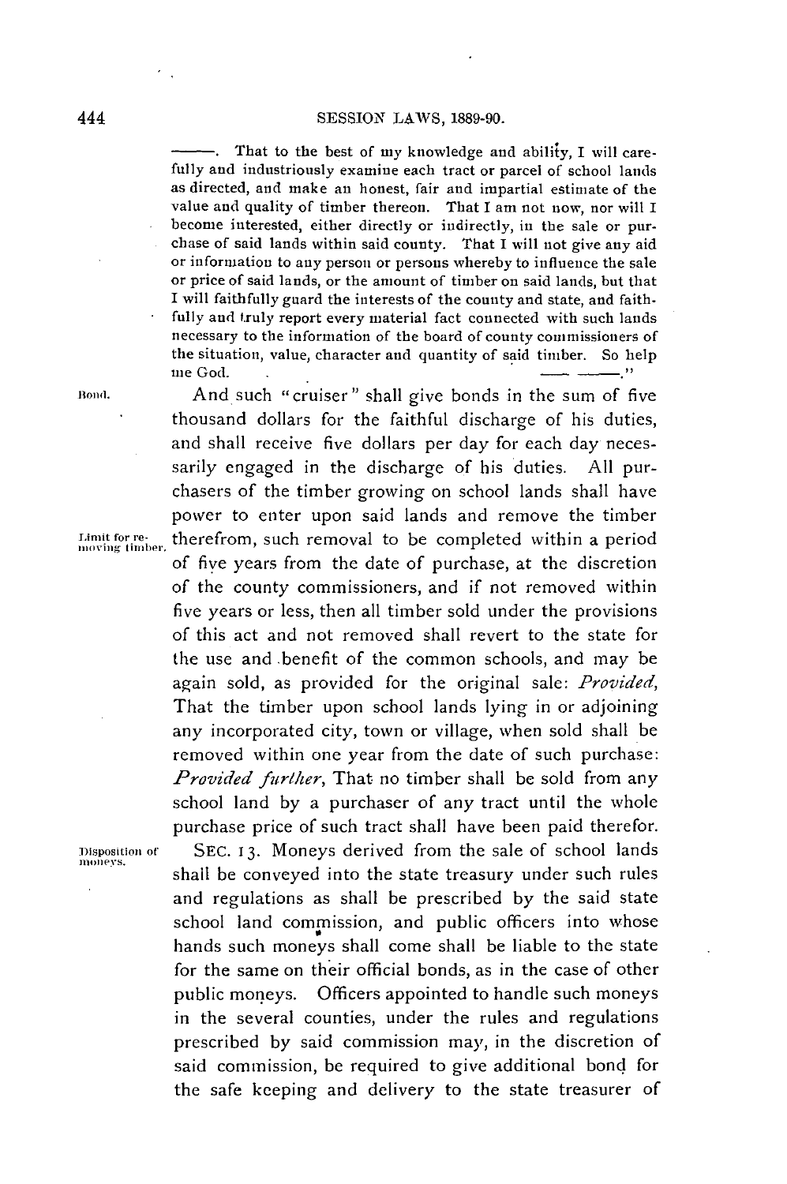———. That to the best of my knowledge and ability, I will carefully and industriously examine each tract or parcel of school lands as directed, and make an honest, fair and impartial estimate of the value and quality of timber thereon. That I am not now, nor will I become interested, either directly or indirectly, in the sale or purchase of said lands within said county. That I will not give any aid or information to any person or persons whereby to influence the sale or price of said lands, or the amount of timber on said lands, but that I will faithfully guard the interests of the county and state, and faithfully and truly report every material fact connected with such lands necessary to the information of the board of county commissioners of the situation, value, character and quantity of said timber. So help me God. ——— ———."

Bond.

And such "cruiser" shall give bonds in the sum of five thousand dollars for the faithful discharge of his duties, and shall receive five dollars per day for each day necessarily engaged in the discharge of his duties. All purchasers of the timber growing on school lands shall have power to enter upon said lands and remove the timber therefrom, such removal to be completed within a period of five years from the date of purchase, at the discretion of the county commissioners, and if not removed within five years or less, then all timber sold under the provisions of this act and not removed shall revert to the state for the use and benefit of the common schools, and may be again sold, as provided for the original sale: *Provided*, That the timber upon school lands lying in or adjoining any incorporated city, town or village, when sold shall be removed within one year from the date of such purchase: *Provided further*, That no timber shall be sold from any school land by a purchaser of any tract until the whole purchase price of such tract shall have been paid therefor.

Limit for removing timber.

Disposition of moneys.

SEC. 13. Moneys derived from the sale of school lands shall be conveyed into the state treasury under such rules and regulations as shall be prescribed by the said state school land commission, and public officers into whose hands such moneys shall come shall be liable to the state for the same on their official bonds, as in the case of other public moneys. Officers appointed to handle such moneys in the several counties, under the rules and regulations prescribed by said commission may, in the discretion of said commission, be required to give additional bond for the safe keeping and delivery to the state treasurer of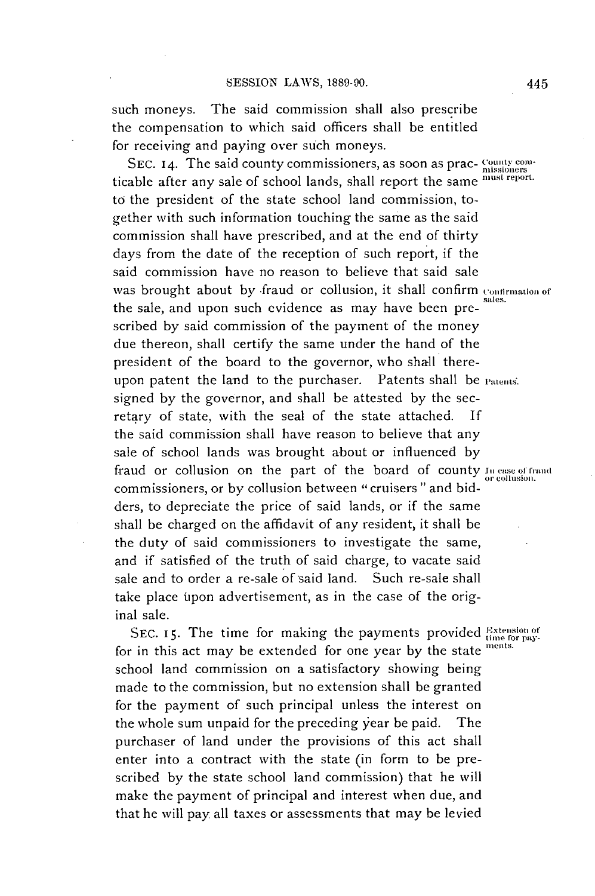such moneys. The said commission shall also prescribe the compensation to which said officers shall be entitled for receiving and paying over such moneys.

SEC. 14. The said county commissioners, as soon as practicable after any sale of school lands, shall report the same to the president of the state school land commission, together with such information touching the same as the said commission shall have prescribed, and at the end of thirty days from the date of the reception of such report, if the said commission have no reason to believe that said sale was brought about by fraud or collusion, it shall confirm the sale, and upon such evidence as may have been prescribed by said commission of the payment of the money due thereon, shall certify the same under the hand of the president of the board to the governor, who shall thereupon patent the land to the purchaser. Patents shall be signed by the governor, and shall be attested by the secretary of state, with the seal of the state attached. If the said commission shall have reason to believe that any sale of school lands was brought about or influenced by fraud or collusion on the part of the board of county commissioners, or by collusion between "cruisers" and bidders, to depreciate the price of said lands, or if the same shall be charged on the affidavit of any resident, it shall be the duty of said commissioners to investigate the same, and if satisfied of the truth of said charge, to vacate said sale and to order a re-sale of said land. Such re-sale shall take place upon advertisement, as in the case of the original sale.

*County commissioners must report.*

*Confirmation of sales.*

*Patents.*

*In case of fraud or collusion.*

SEC. 15. The time for making the payments provided for in this act may be extended for one year by the state school land commission on a satisfactory showing being made to the commission, but no extension shall be granted for the payment of such principal unless the interest on the whole sum unpaid for the preceding year be paid. The purchaser of land under the provisions of this act shall enter into a contract with the state (in form to be prescribed by the state school land commission) that he will make the payment of principal and interest when due, and that he will pay all taxes or assessments that may be levied

*Extension of time for payments.*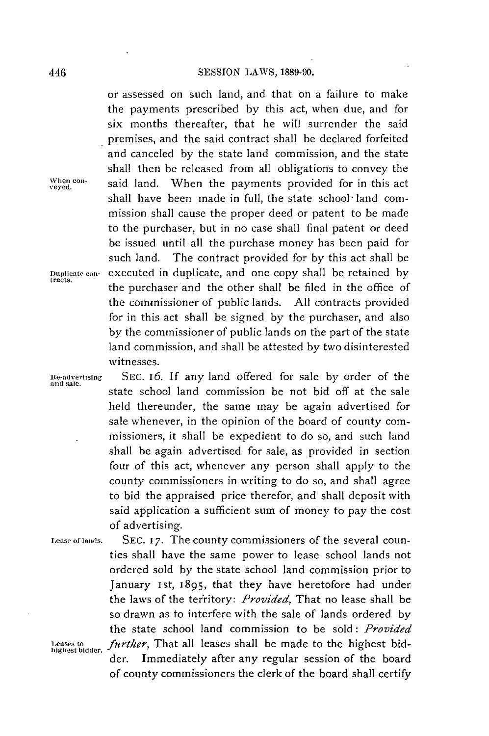or assessed on such land, and that on a failure to make the payments prescribed by this act, when due, and for six months thereafter, that he will surrender the said premises, and the said contract shall be declared forfeited and canceled by the state land commission, and the state shall then be released from all obligations to convey the said land. When the payments provided for in this act shall have been made in full, the state school-land commission shall cause the proper deed or patent to be made to the purchaser, but in no case shall final patent or deed be issued until all the purchase money has been paid for such land. The contract provided for by this act shall be executed in duplicate, and one copy shall be retained by the purchaser and the other shall be filed in the office of the commissioner of public lands. All contracts provided for in this act shall be signed by the purchaser, and also by the commissioner of public lands on the part of the state land commission, and shall be attested by two disinterested witnesses.

When conveyed.

Duplicate contracts.

Re-advertising and sale.

SEC. 16. If any land offered for sale by order of the state school land commission be not bid off at the sale held thereunder, the same may be again advertised for sale whenever, in the opinion of the board of county commissioners, it shall be expedient to do so, and such land shall be again advertised for sale, as provided in section four of this act, whenever any person shall apply to the county commissioners in writing to do so, and shall agree to bid the appraised price therefor, and shall deposit with said application a sufficient sum of money to pay the cost of advertising.

Lease of lands.

SEC. 17. The county commissioners of the several counties shall have the same power to lease school lands not ordered sold by the state school land commission prior to January 1st, 1895, that they have heretofore had under the laws of the territory: *Provided*, That no lease shall be so drawn as to interfere with the sale of lands ordered by the state school land commission to be sold: *Provided further*, That all leases shall be made to the highest bidder. Immediately after any regular session of the board of county commissioners the clerk of the board shall certify

Leases to highest bidder.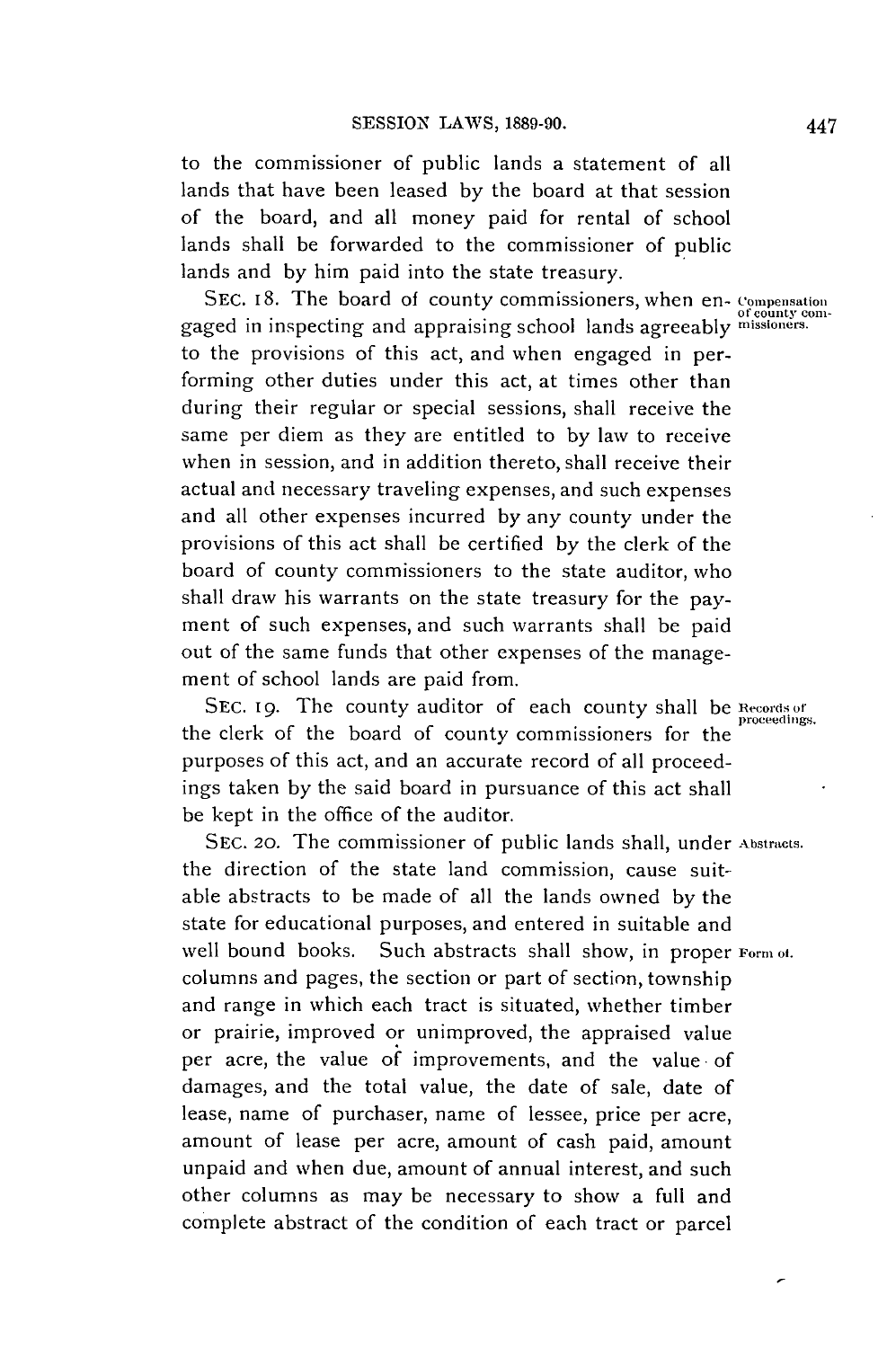to the commissioner of public lands a statement of all lands that have been leased by the board at that session of the board, and all money paid for rental of school lands shall be forwarded to the commissioner of public lands and by him paid into the state treasury.

SEC. 18. The board of county commissioners, when engaged in inspecting and appraising school lands agreeably to the provisions of this act, and when engaged in performing other duties under this act, at times other than during their regular or special sessions, shall receive the same per diem as they are entitled to by law to receive when in session, and in addition thereto, shall receive their actual and necessary traveling expenses, and such expenses and all other expenses incurred by any county under the provisions of this act shall be certified by the clerk of the board of county commissioners to the state auditor, who shall draw his warrants on the state treasury for the payment of such expenses, and such warrants shall be paid out of the same funds that other expenses of the management of school lands are paid from.

*Compensation of county commissioners.*

SEC. 19. The county auditor of each county shall be the clerk of the board of county commissioners for the purposes of this act, and an accurate record of all proceedings taken by the said board in pursuance of this act shall be kept in the office of the auditor.

*Records of proceedings.*

SEC. 20. The commissioner of public lands shall, under the direction of the state land commission, cause suitable abstracts to be made of all the lands owned by the state for educational purposes, and entered in suitable and well bound books. Such abstracts shall show, in proper columns and pages, the section or part of section, township and range in which each tract is situated, whether timber or prairie, improved or unimproved, the appraised value per acre, the value of improvements, and the value of damages, and the total value, the date of sale, date of lease, name of purchaser, name of lessee, price per acre, amount of lease per acre, amount of cash paid, amount unpaid and when due, amount of annual interest, and such other columns as may be necessary to show a full and complete abstract of the condition of each tract or parcel

*Abstracts.*

*Form of.*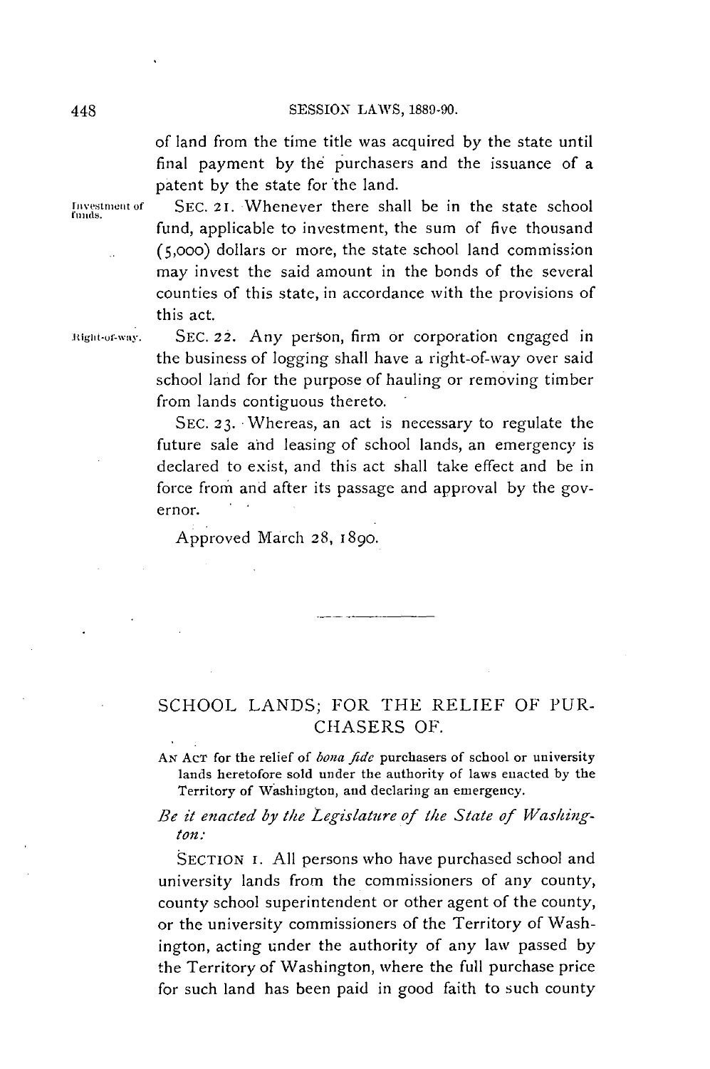of land from the time title was acquired by the state until final payment by the purchasers and the issuance of a patent by the state for the land.

Investment of funds.

SEC. 21. Whenever there shall be in the state school fund, applicable to investment, the sum of five thousand (5,000) dollars or more, the state school land commission may invest the said amount in the bonds of the several counties of this state, in accordance with the provisions of this act.

Right-of-way.

SEC. 22. Any person, firm or corporation engaged in the business of logging shall have a right-of-way over said school land for the purpose of hauling or removing timber from lands contiguous thereto.

SEC. 23. Whereas, an act is necessary to regulate the future sale and leasing of school lands, an emergency is declared to exist, and this act shall take effect and be in force from and after its passage and approval by the governor.

Approved March 28, 1890.

---

## SCHOOL LANDS; FOR THE RELIEF OF PURCHASERS OF.

AN ACT for the relief of *bona fide* purchasers of school or university lands heretofore sold under the authority of laws enacted by the Territory of Washington, and declaring an emergency.

*Be it enacted by the Legislature of the State of Washington:*

SECTION 1. All persons who have purchased school and university lands from the commissioners of any county, county school superintendent or other agent of the county, or the university commissioners of the Territory of Washington, acting under the authority of any law passed by the Territory of Washington, where the full purchase price for such land has been paid in good faith to such county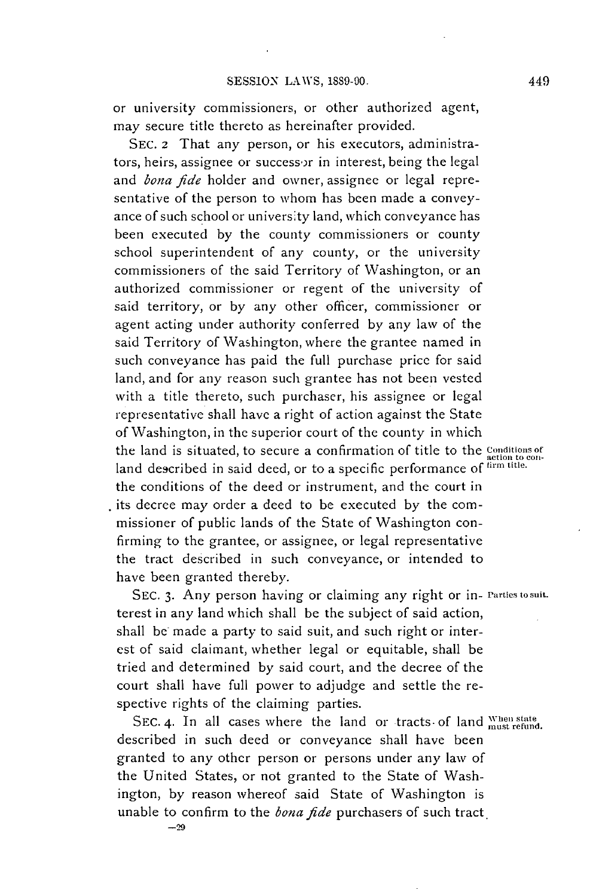or university commissioners, or other authorized agent, may secure title thereto as hereinafter provided.

SEC. 2 That any person, or his executors, administrators, heirs, assignee or successor in interest, being the legal and *bona fide* holder and owner, assignee or legal representative of the person to whom has been made a conveyance of such school or university land, which conveyance has been executed by the county commissioners or county school superintendent of any county, or the university commissioners of the said Territory of Washington, or an authorized commissioner or regent of the university of said territory, or by any other officer, commissioner or agent acting under authority conferred by any law of the said Territory of Washington, where the grantee named in such conveyance has paid the full purchase price for said land, and for any reason such grantee has not been vested with a title thereto, such purchaser, his assignee or legal representative shall have a right of action against the State of Washington, in the superior court of the county in which the land is situated, to secure a confirmation of title to the land described in said deed, or to a specific performance of the conditions of the deed or instrument, and the court in its decree may order a deed to be executed by the commissioner of public lands of the State of Washington confirming to the grantee, or assignee, or legal representative the tract described in such conveyance, or intended to have been granted thereby.

Conditions of action to confirm title.

SEC. 3. Any person having or claiming any right or interest in any land which shall be the subject of said action, shall be made a party to said suit, and such right or interest of said claimant, whether legal or equitable, shall be tried and determined by said court, and the decree of the court shall have full power to adjudge and settle the respective rights of the claiming parties.

Parties to suit.

SEC. 4. In all cases where the land or tracts of land described in such deed or conveyance shall have been granted to any other person or persons under any law of the United States, or not granted to the State of Washington, by reason whereof said State of Washington is unable to confirm to the *bona fide* purchasers of such tract

When state must refund.

—29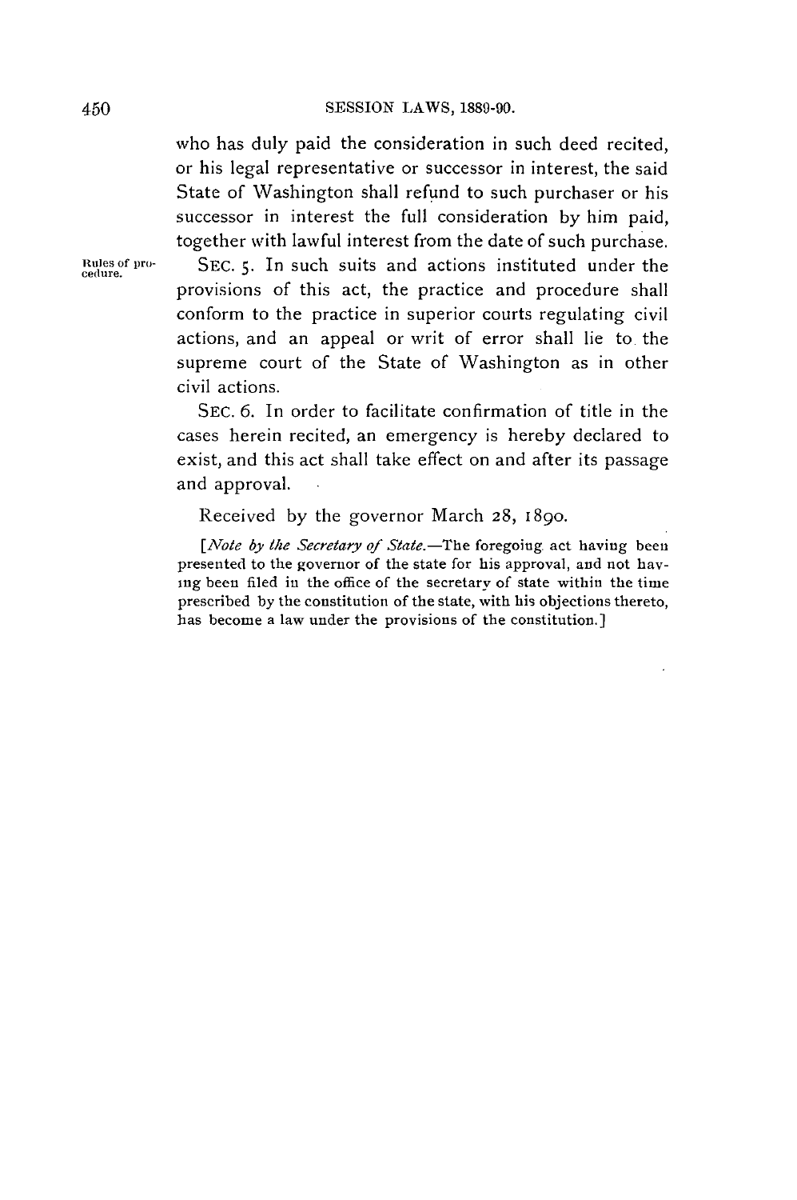who has duly paid the consideration in such deed recited, or his legal representative or successor in interest, the said State of Washington shall refund to such purchaser or his successor in interest the full consideration by him paid, together with lawful interest from the date of such purchase.

Rules of procedure.

SEC. 5. In such suits and actions instituted under the provisions of this act, the practice and procedure shall conform to the practice in superior courts regulating civil actions, and an appeal or writ of error shall lie to the supreme court of the State of Washington as in other civil actions.

SEC. 6. In order to facilitate confirmation of title in the cases herein recited, an emergency is hereby declared to exist, and this act shall take effect on and after its passage and approval.

Received by the governor March 28, 1890.

[*Note by the Secretary of State.*—The foregoing act having been presented to the governor of the state for his approval, and not having been filed in the office of the secretary of state within the time prescribed by the constitution of the state, with his objections thereto, has become a law under the provisions of the constitution.]